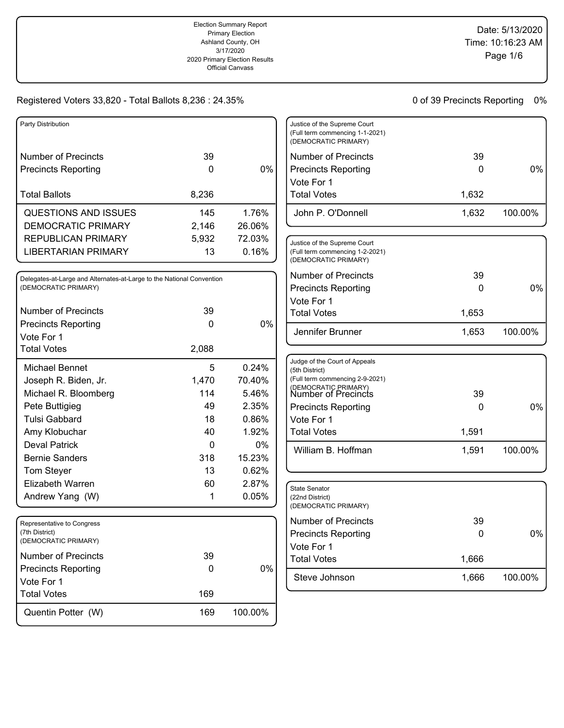Election Summary Report
Primary Election
Ashland County, OH
3/17/2020
2020 Primary Election Results
Official Canvass

Date: 5/13/2020
Time: 10:16:23 AM

Registered Voters 33,820 - Total Ballots 8,236 : 24.35%

0 of 39 Precincts Reporting 0%

### Party Distribution

| | | |
|---|---|---|
| Number of Precincts | 39 | |
| Precincts Reporting | 0 | 0% |
| Total Ballots | 8,236 | |
| QUESTIONS AND ISSUES | 145 | 1.76% |
| DEMOCRATIC PRIMARY | 2,146 | 26.06% |
| REPUBLICAN PRIMARY | 5,932 | 72.03% |
| LIBERTARIAN PRIMARY | 13 | 0.16% |

### Delegates-at-Large and Alternates-at-Large to the National Convention (DEMOCRATIC PRIMARY)

| | | |
|---|---|---|
| Number of Precincts | 39 | |
| Precincts Reporting | 0 | 0% |
| Vote For 1 | | |
| Total Votes | 2,088 | |
| Michael Bennet | 5 | 0.24% |
| Joseph R. Biden, Jr. | 1,470 | 70.40% |
| Michael R. Bloomberg | 114 | 5.46% |
| Pete Buttigieg | 49 | 2.35% |
| Tulsi Gabbard | 18 | 0.86% |
| Amy Klobuchar | 40 | 1.92% |
| Deval Patrick | 0 | 0% |
| Bernie Sanders | 318 | 15.23% |
| Tom Steyer | 13 | 0.62% |
| Elizabeth Warren | 60 | 2.87% |
| Andrew Yang (W) | 1 | 0.05% |

### Representative to Congress (7th District) (DEMOCRATIC PRIMARY)

| | | |
|---|---|---|
| Number of Precincts | 39 | |
| Precincts Reporting | 0 | 0% |
| Vote For 1 | | |
| Total Votes | 169 | |
| Quentin Potter (W) | 169 | 100.00% |

### Justice of the Supreme Court (Full term commencing 1-1-2021) (DEMOCRATIC PRIMARY)

| | | |
|---|---|---|
| Number of Precincts | 39 | |
| Precincts Reporting | 0 | 0% |
| Vote For 1 | | |
| Total Votes | 1,632 | |
| John P. O'Donnell | 1,632 | 100.00% |

### Justice of the Supreme Court (Full term commencing 1-2-2021) (DEMOCRATIC PRIMARY)

| | | |
|---|---|---|
| Number of Precincts | 39 | |
| Precincts Reporting | 0 | 0% |
| Vote For 1 | | |
| Total Votes | 1,653 | |
| Jennifer Brunner | 1,653 | 100.00% |

### Judge of the Court of Appeals (5th District) (Full term commencing 2-9-2021) (DEMOCRATIC PRIMARY)

| | | |
|---|---|---|
| Number of Precincts | 39 | |
| Precincts Reporting | 0 | 0% |
| Vote For 1 | | |
| Total Votes | 1,591 | |
| William B. Hoffman | 1,591 | 100.00% |

### State Senator (22nd District) (DEMOCRATIC PRIMARY)

| | | |
|---|---|---|
| Number of Precincts | 39 | |
| Precincts Reporting | 0 | 0% |
| Vote For 1 | | |
| Total Votes | 1,666 | |
| Steve Johnson | 1,666 | 100.00% |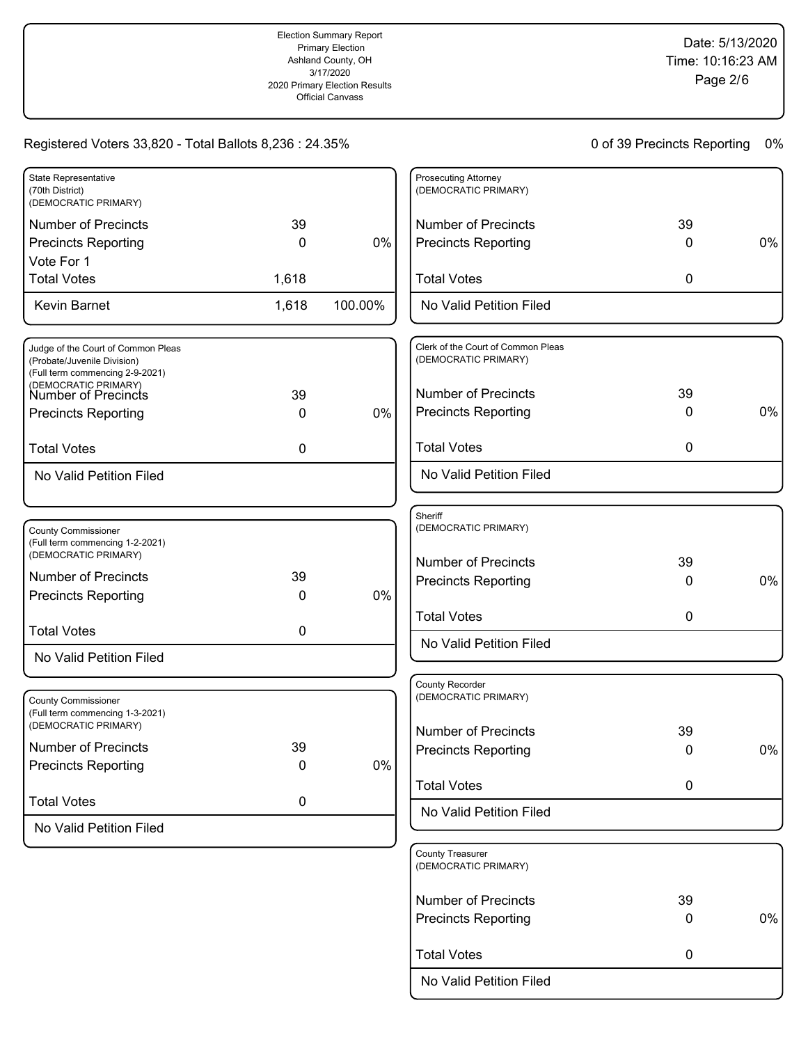Election Summary Report
Primary Election
Ashland County, OH
3/17/2020
2020 Primary Election Results
Official Canvass

Date: 5/13/2020
Time: 10:16:23 AM

Registered Voters 33,820 - Total Ballots 8,236 : 24.35%

0 of 39 Precincts Reporting 0%

### State Representative (70th District) (DEMOCRATIC PRIMARY)

| | | |
|---|---|---|
| Number of Precincts | 39 | |
| Precincts Reporting | 0 | 0% |
| Vote For 1 | | |
| Total Votes | 1,618 | |
| Kevin Barnet | 1,618 | 100.00% |

### Judge of the Court of Common Pleas (Probate/Juvenile Division) (Full term commencing 2-9-2021) (DEMOCRATIC PRIMARY)

| | | |
|---|---|---|
| Number of Precincts | 39 | |
| Precincts Reporting | 0 | 0% |
| Total Votes | 0 | |
| No Valid Petition Filed | | |

### County Commissioner (Full term commencing 1-2-2021) (DEMOCRATIC PRIMARY)

| | | |
|---|---|---|
| Number of Precincts | 39 | |
| Precincts Reporting | 0 | 0% |
| Total Votes | 0 | |
| No Valid Petition Filed | | |

### County Commissioner (Full term commencing 1-3-2021) (DEMOCRATIC PRIMARY)

| | | |
|---|---|---|
| Number of Precincts | 39 | |
| Precincts Reporting | 0 | 0% |
| Total Votes | 0 | |
| No Valid Petition Filed | | |

### Prosecuting Attorney (DEMOCRATIC PRIMARY)

| | | |
|---|---|---|
| Number of Precincts | 39 | |
| Precincts Reporting | 0 | 0% |
| Total Votes | 0 | |
| No Valid Petition Filed | | |

### Clerk of the Court of Common Pleas (DEMOCRATIC PRIMARY)

| | | |
|---|---|---|
| Number of Precincts | 39 | |
| Precincts Reporting | 0 | 0% |
| Total Votes | 0 | |
| No Valid Petition Filed | | |

### Sheriff (DEMOCRATIC PRIMARY)

| | | |
|---|---|---|
| Number of Precincts | 39 | |
| Precincts Reporting | 0 | 0% |
| Total Votes | 0 | |
| No Valid Petition Filed | | |

### County Recorder (DEMOCRATIC PRIMARY)

| | | |
|---|---|---|
| Number of Precincts | 39 | |
| Precincts Reporting | 0 | 0% |
| Total Votes | 0 | |
| No Valid Petition Filed | | |

### County Treasurer (DEMOCRATIC PRIMARY)

| | | |
|---|---|---|
| Number of Precincts | 39 | |
| Precincts Reporting | 0 | 0% |
| Total Votes | 0 | |
| No Valid Petition Filed | | |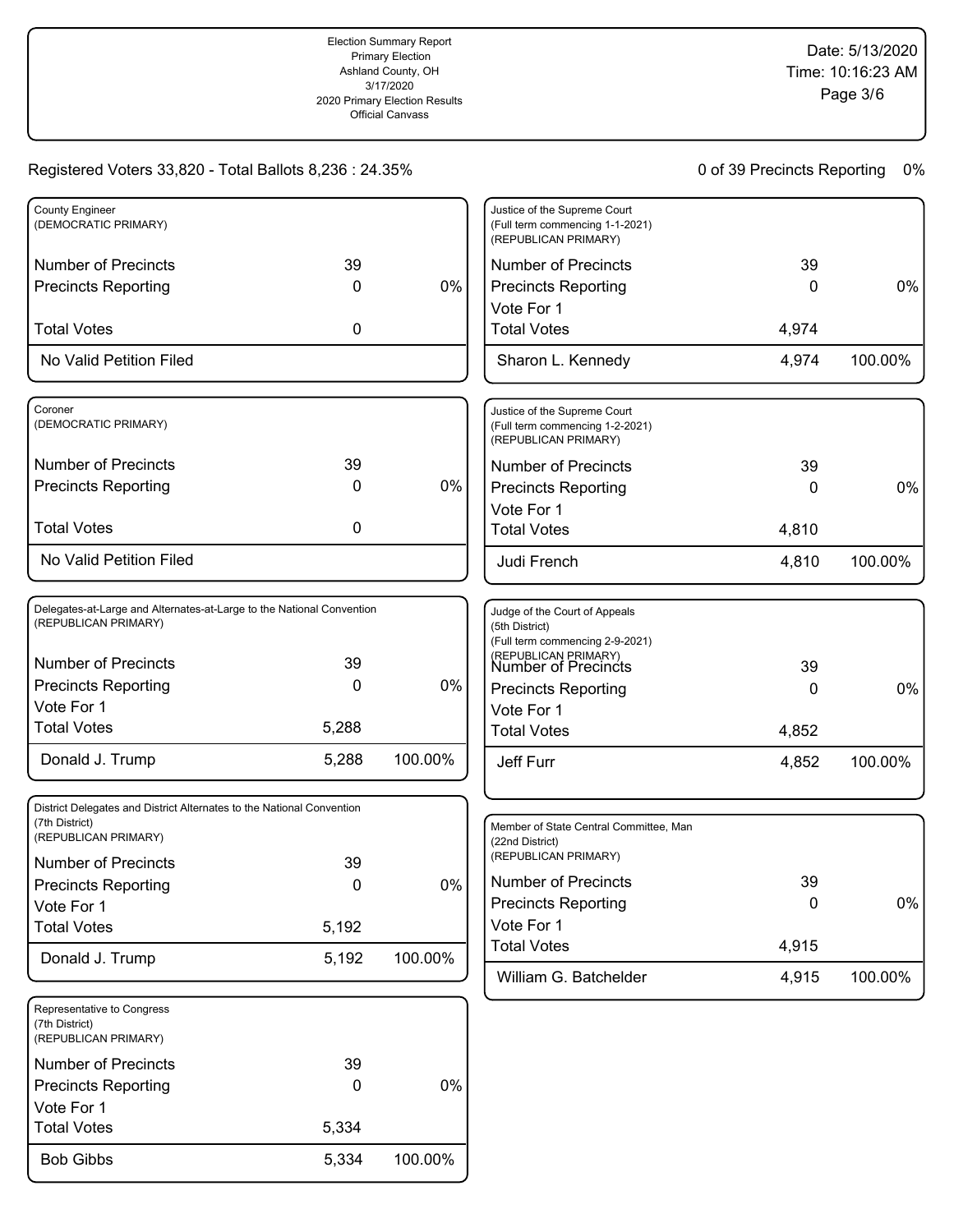Election Summary Report
Primary Election
Ashland County, OH
3/17/2020
2020 Primary Election Results
Official Canvass

Date: 5/13/2020
Time: 10:16:23 AM

Registered Voters 33,820 - Total Ballots 8,236 : 24.35%

0 of 39 Precincts Reporting 0%

### County Engineer (DEMOCRATIC PRIMARY)

| | | |
|---|---|---|
| Number of Precincts | 39 | |
| Precincts Reporting | 0 | 0% |
| Total Votes | 0 | |
| No Valid Petition Filed | | |

### Coroner (DEMOCRATIC PRIMARY)

| | | |
|---|---|---|
| Number of Precincts | 39 | |
| Precincts Reporting | 0 | 0% |
| Total Votes | 0 | |
| No Valid Petition Filed | | |

### Delegates-at-Large and Alternates-at-Large to the National Convention (REPUBLICAN PRIMARY)

| | | |
|---|---|---|
| Number of Precincts | 39 | |
| Precincts Reporting | 0 | 0% |
| Vote For 1 | | |
| Total Votes | 5,288 | |
| Donald J. Trump | 5,288 | 100.00% |

### District Delegates and District Alternates to the National Convention (7th District) (REPUBLICAN PRIMARY)

| | | |
|---|---|---|
| Number of Precincts | 39 | |
| Precincts Reporting | 0 | 0% |
| Vote For 1 | | |
| Total Votes | 5,192 | |
| Donald J. Trump | 5,192 | 100.00% |

### Representative to Congress (7th District) (REPUBLICAN PRIMARY)

| | | |
|---|---|---|
| Number of Precincts | 39 | |
| Precincts Reporting | 0 | 0% |
| Vote For 1 | | |
| Total Votes | 5,334 | |
| Bob Gibbs | 5,334 | 100.00% |

### Justice of the Supreme Court (Full term commencing 1-1-2021) (REPUBLICAN PRIMARY)

| | | |
|---|---|---|
| Number of Precincts | 39 | |
| Precincts Reporting | 0 | 0% |
| Vote For 1 | | |
| Total Votes | 4,974 | |
| Sharon L. Kennedy | 4,974 | 100.00% |

### Justice of the Supreme Court (Full term commencing 1-2-2021) (REPUBLICAN PRIMARY)

| | | |
|---|---|---|
| Number of Precincts | 39 | |
| Precincts Reporting | 0 | 0% |
| Vote For 1 | | |
| Total Votes | 4,810 | |
| Judi French | 4,810 | 100.00% |

### Judge of the Court of Appeals (5th District) (Full term commencing 2-9-2021) (REPUBLICAN PRIMARY)

| | | |
|---|---|---|
| Number of Precincts | 39 | |
| Precincts Reporting | 0 | 0% |
| Vote For 1 | | |
| Total Votes | 4,852 | |
| Jeff Furr | 4,852 | 100.00% |

### Member of State Central Committee, Man (22nd District) (REPUBLICAN PRIMARY)

| | | |
|---|---|---|
| Number of Precincts | 39 | |
| Precincts Reporting | 0 | 0% |
| Vote For 1 | | |
| Total Votes | 4,915 | |
| William G. Batchelder | 4,915 | 100.00% |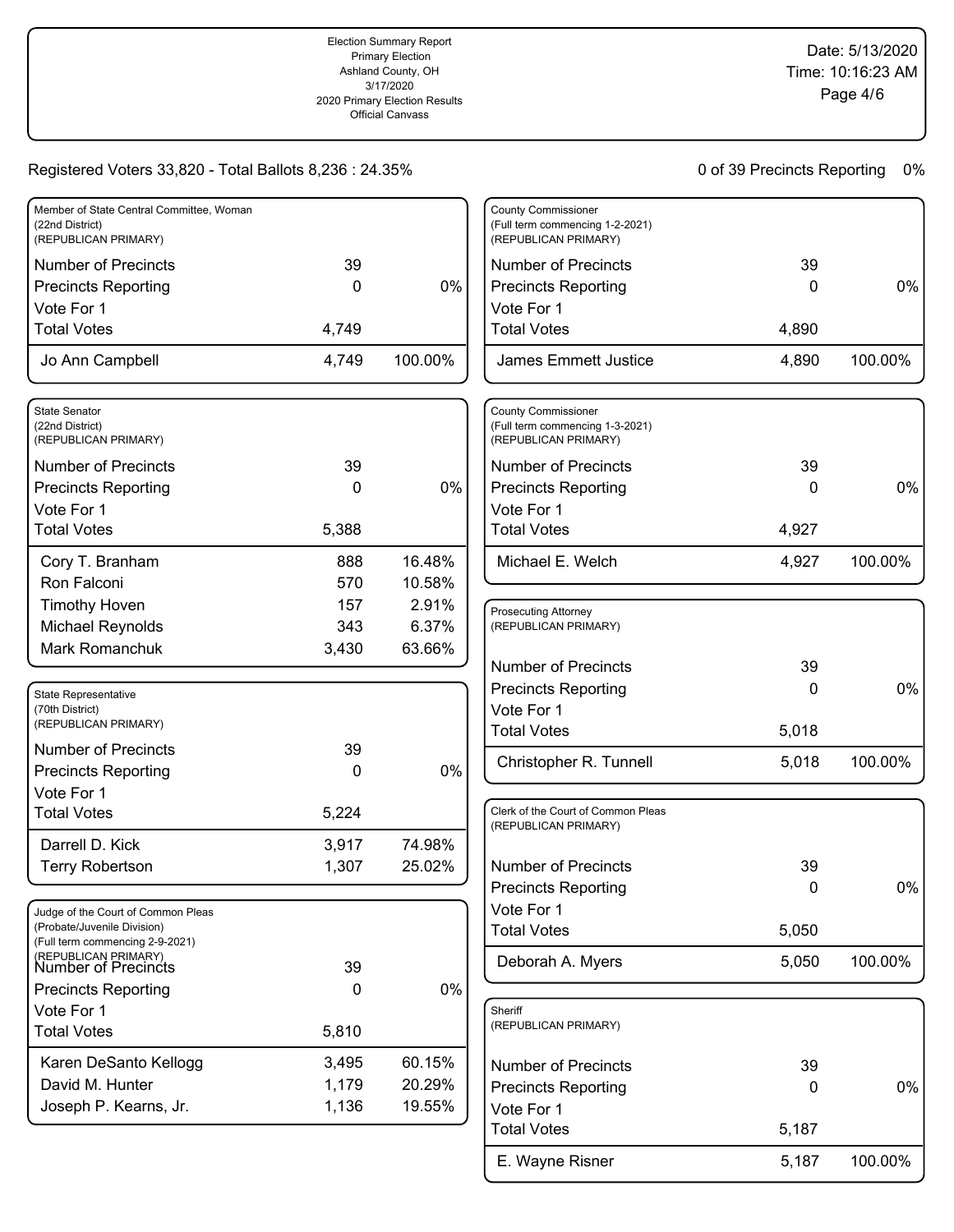Election Summary Report
Primary Election
Ashland County, OH
3/17/2020
2020 Primary Election Results
Official Canvass

Date: 5/13/2020
Time: 10:16:23 AM

Registered Voters 33,820 - Total Ballots 8,236 : 24.35%

0 of 39 Precincts Reporting 0%

### Member of State Central Committee, Woman (22nd District) (REPUBLICAN PRIMARY)

| | | |
|---|---|---|
| Number of Precincts | 39 | |
| Precincts Reporting | 0 | 0% |
| Vote For 1 | | |
| Total Votes | 4,749 | |
| Jo Ann Campbell | 4,749 | 100.00% |

### State Senator (22nd District) (REPUBLICAN PRIMARY)

| | | |
|---|---|---|
| Number of Precincts | 39 | |
| Precincts Reporting | 0 | 0% |
| Vote For 1 | | |
| Total Votes | 5,388 | |
| Cory T. Branham | 888 | 16.48% |
| Ron Falconi | 570 | 10.58% |
| Timothy Hoven | 157 | 2.91% |
| Michael Reynolds | 343 | 6.37% |
| Mark Romanchuk | 3,430 | 63.66% |

### State Representative (70th District) (REPUBLICAN PRIMARY)

| | | |
|---|---|---|
| Number of Precincts | 39 | |
| Precincts Reporting | 0 | 0% |
| Vote For 1 | | |
| Total Votes | 5,224 | |
| Darrell D. Kick | 3,917 | 74.98% |
| Terry Robertson | 1,307 | 25.02% |

### Judge of the Court of Common Pleas (Probate/Juvenile Division) (Full term commencing 2-9-2021) (REPUBLICAN PRIMARY)

| | | |
|---|---|---|
| Number of Precincts | 39 | |
| Precincts Reporting | 0 | 0% |
| Vote For 1 | | |
| Total Votes | 5,810 | |
| Karen DeSanto Kellogg | 3,495 | 60.15% |
| David M. Hunter | 1,179 | 20.29% |
| Joseph P. Kearns, Jr. | 1,136 | 19.55% |

### County Commissioner (Full term commencing 1-2-2021) (REPUBLICAN PRIMARY)

| | | |
|---|---|---|
| Number of Precincts | 39 | |
| Precincts Reporting | 0 | 0% |
| Vote For 1 | | |
| Total Votes | 4,890 | |
| James Emmett Justice | 4,890 | 100.00% |

### County Commissioner (Full term commencing 1-3-2021) (REPUBLICAN PRIMARY)

| | | |
|---|---|---|
| Number of Precincts | 39 | |
| Precincts Reporting | 0 | 0% |
| Vote For 1 | | |
| Total Votes | 4,927 | |
| Michael E. Welch | 4,927 | 100.00% |

### Prosecuting Attorney (REPUBLICAN PRIMARY)

| | | |
|---|---|---|
| Number of Precincts | 39 | |
| Precincts Reporting | 0 | 0% |
| Vote For 1 | | |
| Total Votes | 5,018 | |
| Christopher R. Tunnell | 5,018 | 100.00% |

### Clerk of the Court of Common Pleas (REPUBLICAN PRIMARY)

| | | |
|---|---|---|
| Number of Precincts | 39 | |
| Precincts Reporting | 0 | 0% |
| Vote For 1 | | |
| Total Votes | 5,050 | |
| Deborah A. Myers | 5,050 | 100.00% |

### Sheriff (REPUBLICAN PRIMARY)

| | | |
|---|---|---|
| Number of Precincts | 39 | |
| Precincts Reporting | 0 | 0% |
| Vote For 1 | | |
| Total Votes | 5,187 | |
| E. Wayne Risner | 5,187 | 100.00% |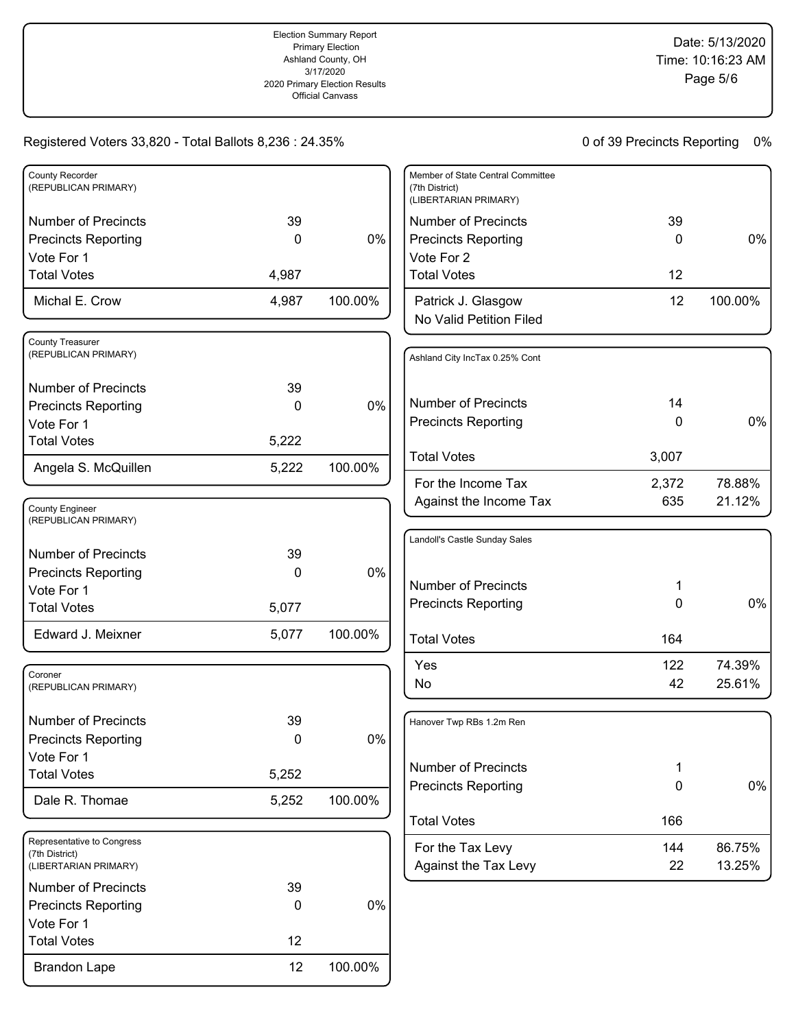Election Summary Report
Primary Election
Ashland County, OH
3/17/2020
2020 Primary Election Results
Official Canvass

Date: 5/13/2020
Time: 10:16:23 AM

Registered Voters 33,820 - Total Ballots 8,236 : 24.35%

0 of 39 Precincts Reporting 0%

### County Recorder (REPUBLICAN PRIMARY)

| | | |
|---|---|---|
| Number of Precincts | 39 | |
| Precincts Reporting | 0 | 0% |
| Vote For 1 | | |
| Total Votes | 4,987 | |
| Michal E. Crow | 4,987 | 100.00% |

### County Treasurer (REPUBLICAN PRIMARY)

| | | |
|---|---|---|
| Number of Precincts | 39 | |
| Precincts Reporting | 0 | 0% |
| Vote For 1 | | |
| Total Votes | 5,222 | |
| Angela S. McQuillen | 5,222 | 100.00% |

### County Engineer (REPUBLICAN PRIMARY)

| | | |
|---|---|---|
| Number of Precincts | 39 | |
| Precincts Reporting | 0 | 0% |
| Vote For 1 | | |
| Total Votes | 5,077 | |
| Edward J. Meixner | 5,077 | 100.00% |

### Coroner (REPUBLICAN PRIMARY)

| | | |
|---|---|---|
| Number of Precincts | 39 | |
| Precincts Reporting | 0 | 0% |
| Vote For 1 | | |
| Total Votes | 5,252 | |
| Dale R. Thomae | 5,252 | 100.00% |

### Representative to Congress (7th District) (LIBERTARIAN PRIMARY)

| | | |
|---|---|---|
| Number of Precincts | 39 | |
| Precincts Reporting | 0 | 0% |
| Vote For 1 | | |
| Total Votes | 12 | |
| Brandon Lape | 12 | 100.00% |

### Member of State Central Committee (7th District) (LIBERTARIAN PRIMARY)

| | | |
|---|---|---|
| Number of Precincts | 39 | |
| Precincts Reporting | 0 | 0% |
| Vote For 2 | | |
| Total Votes | 12 | |
| Patrick J. Glasgow | 12 | 100.00% |
| No Valid Petition Filed | | |

### Ashland City IncTax 0.25% Cont

| | | |
|---|---|---|
| Number of Precincts | 14 | |
| Precincts Reporting | 0 | 0% |
| Total Votes | 3,007 | |
| For the Income Tax | 2,372 | 78.88% |
| Against the Income Tax | 635 | 21.12% |

### Landoll's Castle Sunday Sales

| | | |
|---|---|---|
| Number of Precincts | 1 | |
| Precincts Reporting | 0 | 0% |
| Total Votes | 164 | |
| Yes | 122 | 74.39% |
| No | 42 | 25.61% |

### Hanover Twp RBs 1.2m Ren

| | | |
|---|---|---|
| Number of Precincts | 1 | |
| Precincts Reporting | 0 | 0% |
| Total Votes | 166 | |
| For the Tax Levy | 144 | 86.75% |
| Against the Tax Levy | 22 | 13.25% |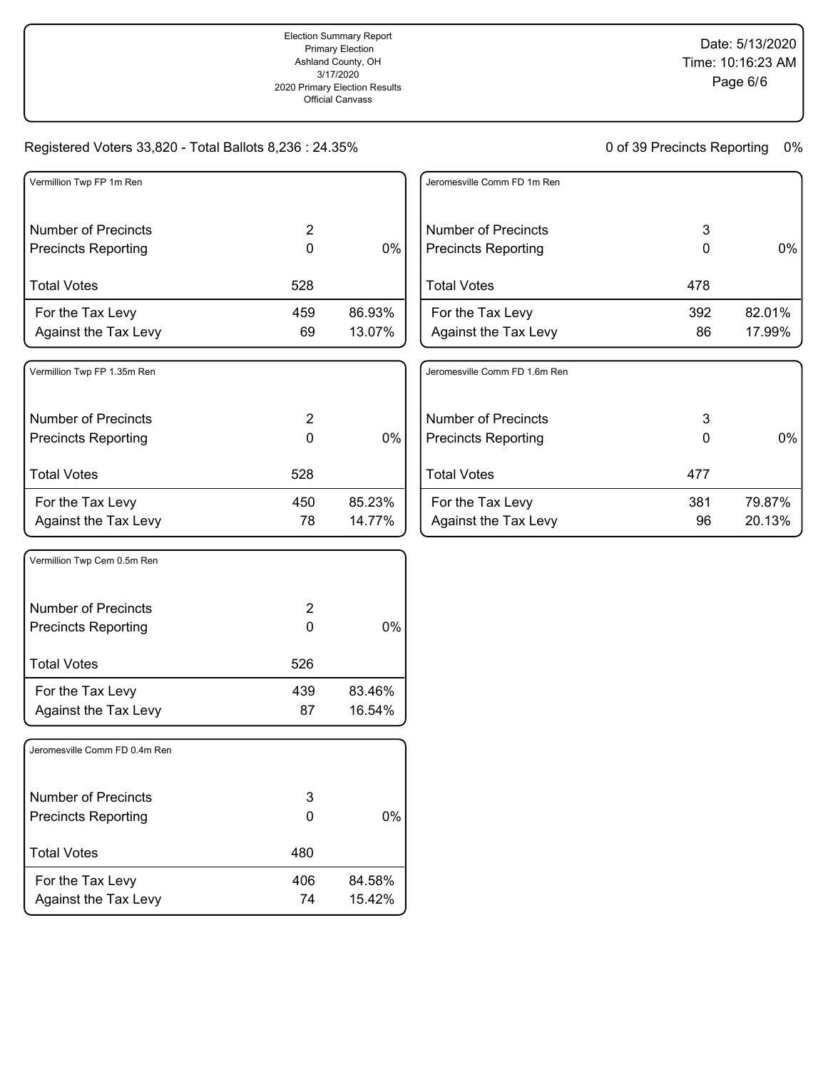Election Summary Report
Primary Election
Ashland County, OH
3/17/2020
2020 Primary Election Results
Official Canvass

Date: 5/13/2020
Time: 10:16:23 AM

Registered Voters 33,820 - Total Ballots 8,236 : 24.35%

0 of 39 Precincts Reporting 0%

### Vermillion Twp FP 1m Ren

| | | |
|---|---|---|
| Number of Precincts | 2 | |
| Precincts Reporting | 0 | 0% |
| Total Votes | 528 | |
| For the Tax Levy | 459 | 86.93% |
| Against the Tax Levy | 69 | 13.07% |

### Vermillion Twp FP 1.35m Ren

| | | |
|---|---|---|
| Number of Precincts | 2 | |
| Precincts Reporting | 0 | 0% |
| Total Votes | 528 | |
| For the Tax Levy | 450 | 85.23% |
| Against the Tax Levy | 78 | 14.77% |

### Vermillion Twp Cem 0.5m Ren

| | | |
|---|---|---|
| Number of Precincts | 2 | |
| Precincts Reporting | 0 | 0% |
| Total Votes | 526 | |
| For the Tax Levy | 439 | 83.46% |
| Against the Tax Levy | 87 | 16.54% |

### Jeromesville Comm FD 0.4m Ren

| | | |
|---|---|---|
| Number of Precincts | 3 | |
| Precincts Reporting | 0 | 0% |
| Total Votes | 480 | |
| For the Tax Levy | 406 | 84.58% |
| Against the Tax Levy | 74 | 15.42% |

### Jeromesville Comm FD 1m Ren

| | | |
|---|---|---|
| Number of Precincts | 3 | |
| Precincts Reporting | 0 | 0% |
| Total Votes | 478 | |
| For the Tax Levy | 392 | 82.01% |
| Against the Tax Levy | 86 | 17.99% |

### Jeromesville Comm FD 1.6m Ren

| | | |
|---|---|---|
| Number of Precincts | 3 | |
| Precincts Reporting | 0 | 0% |
| Total Votes | 477 | |
| For the Tax Levy | 381 | 79.87% |
| Against the Tax Levy | 96 | 20.13% |